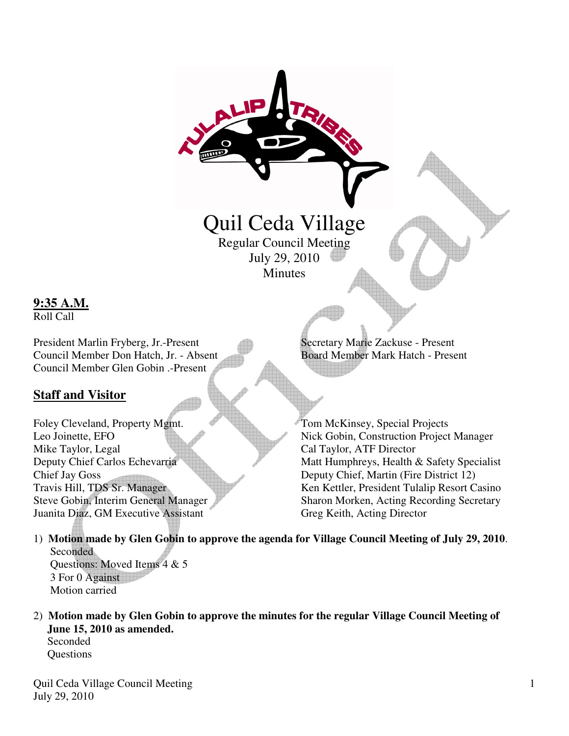# Quil Ceda Village

Regular Council Meeting
July 29, 2010
Minutes

**9:35 A.M.**
Roll Call

President Marlin Fryberg, Jr.-Present
Council Member Don Hatch, Jr. - Absent
Council Member Glen Gobin .-Present
Secretary Marie Zackuse - Present
Board Member Mark Hatch - Present

## Staff and Visitor

Foley Cleveland, Property Mgmt.
Leo Joinette, EFO
Mike Taylor, Legal
Deputy Chief Carlos Echevarria
Chief Jay Goss
Travis Hill, TDS Sr. Manager
Steve Gobin, Interim General Manager
Juanita Diaz, GM Executive Assistant
Tom McKinsey, Special Projects
Nick Gobin, Construction Project Manager
Cal Taylor, ATF Director
Matt Humphreys, Health & Safety Specialist
Deputy Chief, Martin (Fire District 12)
Ken Kettler, President Tulalip Resort Casino
Sharon Morken, Acting Recording Secretary
Greg Keith, Acting Director

1) **Motion made by Glen Gobin to approve the agenda for Village Council Meeting of July 29, 2010**.
   Seconded
   Questions: Moved Items 4 & 5
   3 For 0 Against
   Motion carried

2) **Motion made by Glen Gobin to approve the minutes for the regular Village Council Meeting of June 15, 2010 as amended.**
   Seconded
   Questions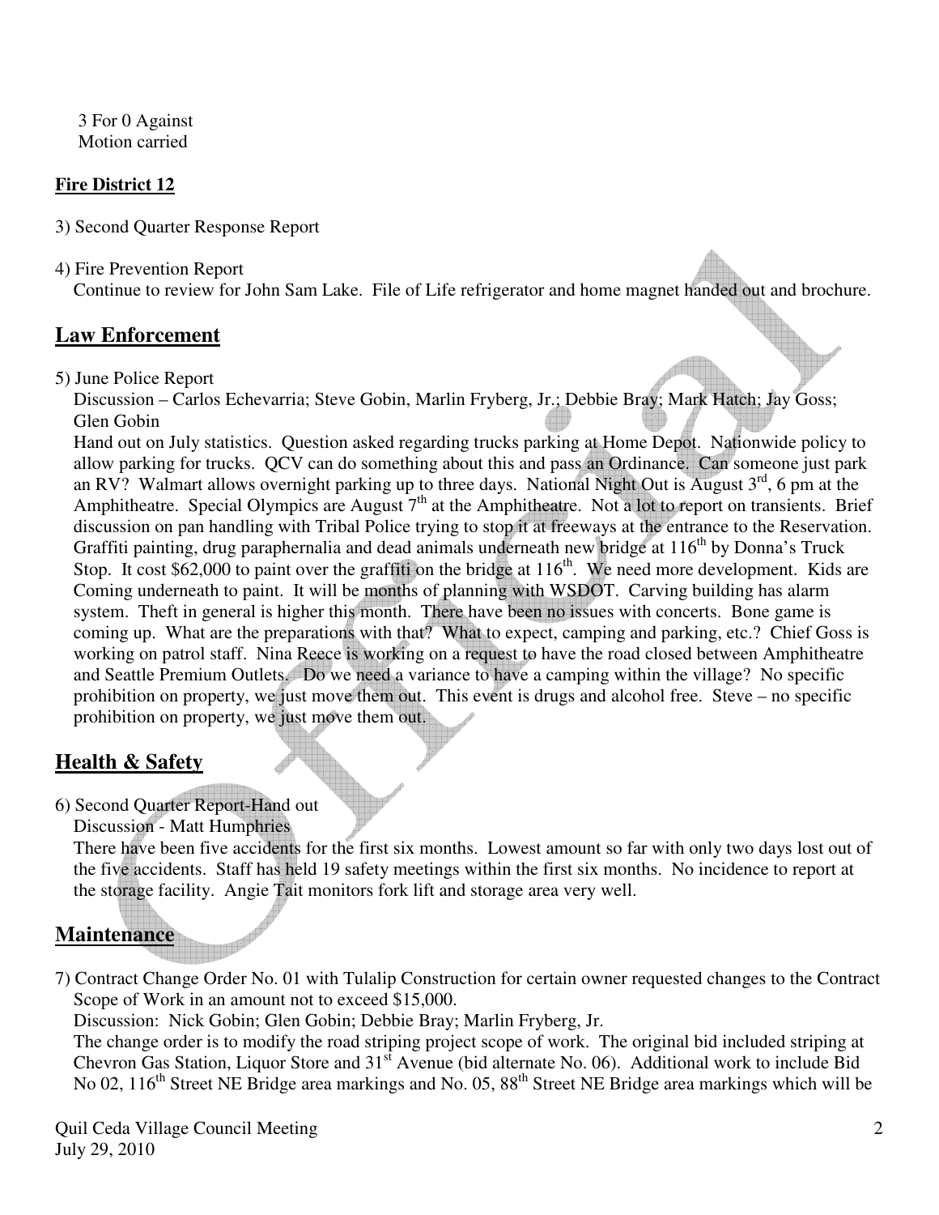3 For 0 Against
Motion carried

**Fire District 12**

3) Second Quarter Response Report

4) Fire Prevention Report
Continue to review for John Sam Lake. File of Life refrigerator and home magnet handed out and brochure.

## Law Enforcement

5) June Police Report
Discussion – Carlos Echevarria; Steve Gobin, Marlin Fryberg, Jr.; Debbie Bray; Mark Hatch; Jay Goss; Glen Gobin
Hand out on July statistics. Question asked regarding trucks parking at Home Depot. Nationwide policy to allow parking for trucks. QCV can do something about this and pass an Ordinance. Can someone just park an RV? Walmart allows overnight parking up to three days. National Night Out is August 3rd, 6 pm at the Amphitheatre. Special Olympics are August 7th at the Amphitheatre. Not a lot to report on transients. Brief discussion on pan handling with Tribal Police trying to stop it at freeways at the entrance to the Reservation. Graffiti painting, drug paraphernalia and dead animals underneath new bridge at 116th by Donna's Truck Stop. It cost $62,000 to paint over the graffiti on the bridge at 116th. We need more development. Kids are Coming underneath to paint. It will be months of planning with WSDOT. Carving building has alarm system. Theft in general is higher this month. There have been no issues with concerts. Bone game is coming up. What are the preparations with that? What to expect, camping and parking, etc.? Chief Goss is working on patrol staff. Nina Reece is working on a request to have the road closed between Amphitheatre and Seattle Premium Outlets. Do we need a variance to have a camping within the village? No specific prohibition on property, we just move them out. This event is drugs and alcohol free. Steve – no specific prohibition on property, we just move them out.

## Health & Safety

6) Second Quarter Report-Hand out
Discussion - Matt Humphries
There have been five accidents for the first six months. Lowest amount so far with only two days lost out of the five accidents. Staff has held 19 safety meetings within the first six months. No incidence to report at the storage facility. Angie Tait monitors fork lift and storage area very well.

## Maintenance

7) Contract Change Order No. 01 with Tulalip Construction for certain owner requested changes to the Contract Scope of Work in an amount not to exceed $15,000.
Discussion: Nick Gobin; Glen Gobin; Debbie Bray; Marlin Fryberg, Jr.
The change order is to modify the road striping project scope of work. The original bid included striping at Chevron Gas Station, Liquor Store and 31st Avenue (bid alternate No. 06). Additional work to include Bid No 02, 116th Street NE Bridge area markings and No. 05, 88th Street NE Bridge area markings which will be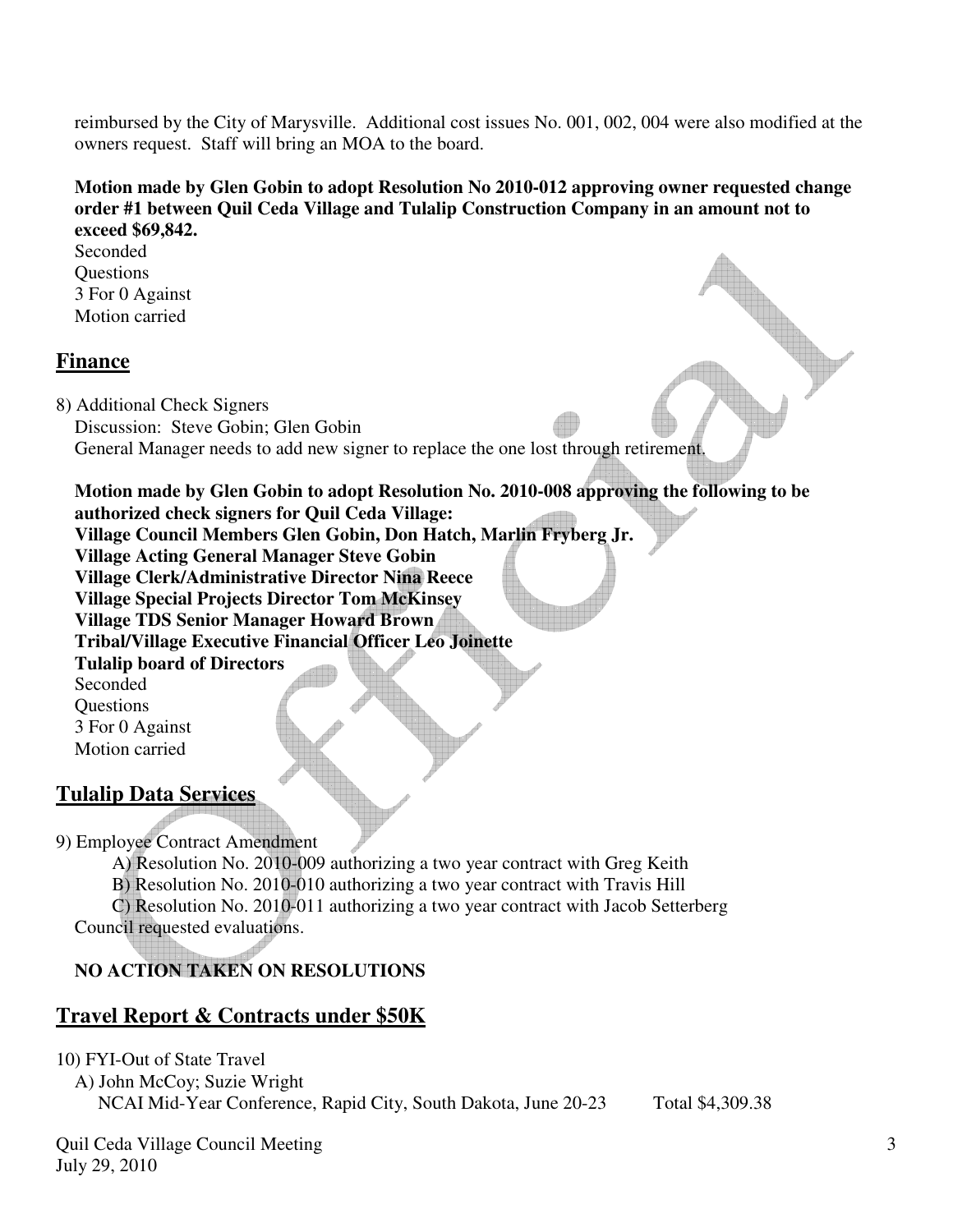reimbursed by the City of Marysville. Additional cost issues No. 001, 002, 004 were also modified at the owners request. Staff will bring an MOA to the board.

**Motion made by Glen Gobin to adopt Resolution No 2010-012 approving owner requested change order #1 between Quil Ceda Village and Tulalip Construction Company in an amount not to exceed $69,842.**
Seconded
Questions
3 For 0 Against
Motion carried

## Finance

8) Additional Check Signers
Discussion: Steve Gobin; Glen Gobin
General Manager needs to add new signer to replace the one lost through retirement.

**Motion made by Glen Gobin to adopt Resolution No. 2010-008 approving the following to be authorized check signers for Quil Ceda Village:**
**Village Council Members Glen Gobin, Don Hatch, Marlin Fryberg Jr.**
**Village Acting General Manager Steve Gobin**
**Village Clerk/Administrative Director Nina Reece**
**Village Special Projects Director Tom McKinsey**
**Village TDS Senior Manager Howard Brown**
**Tribal/Village Executive Financial Officer Leo Joinette**
**Tulalip board of Directors**
Seconded
Questions
3 For 0 Against
Motion carried

## Tulalip Data Services

9) Employee Contract Amendment
A) Resolution No. 2010-009 authorizing a two year contract with Greg Keith
B) Resolution No. 2010-010 authorizing a two year contract with Travis Hill
C) Resolution No. 2010-011 authorizing a two year contract with Jacob Setterberg
Council requested evaluations.

**NO ACTION TAKEN ON RESOLUTIONS**

## Travel Report & Contracts under $50K

10) FYI-Out of State Travel
A) John McCoy; Suzie Wright
NCAI Mid-Year Conference, Rapid City, South Dakota, June 20-23 Total $4,309.38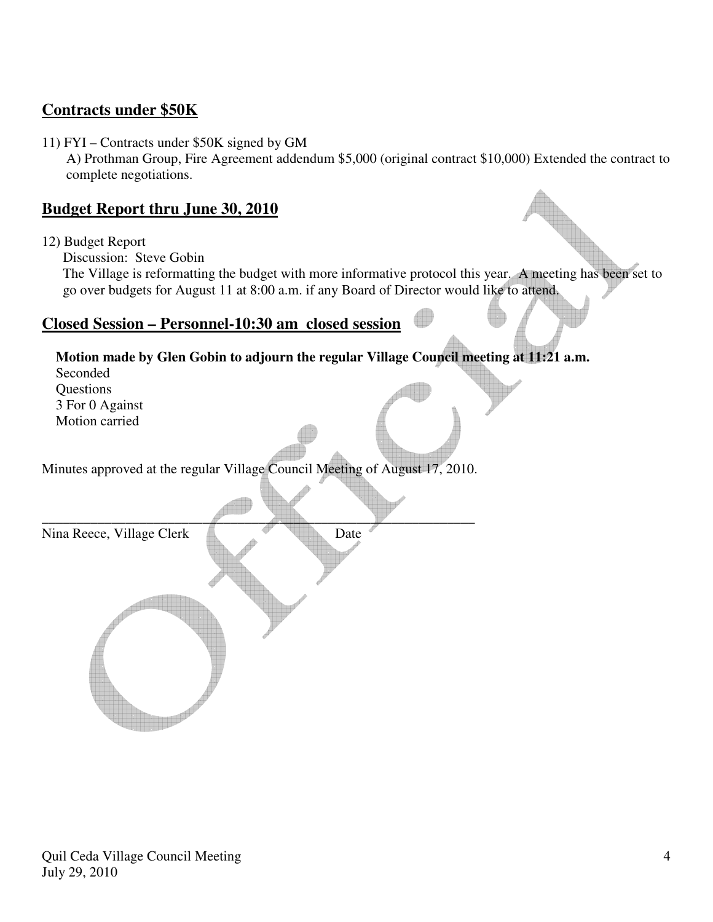## Contracts under $50K

11) FYI – Contracts under $50K signed by GM

A) Prothman Group, Fire Agreement addendum $5,000 (original contract $10,000) Extended the contract to complete negotiations.

## Budget Report thru June 30, 2010

12) Budget Report

Discussion: Steve Gobin

The Village is reformatting the budget with more informative protocol this year. A meeting has been set to go over budgets for August 11 at 8:00 a.m. if any Board of Director would like to attend.

## Closed Session – Personnel-10:30 am closed session

**Motion made by Glen Gobin to adjourn the regular Village Council meeting at 11:21 a.m.**

Seconded

Questions

3 For 0 Against

Motion carried

Minutes approved at the regular Village Council Meeting of August 17, 2010.

\_\_\_\_\_\_\_\_\_\_\_\_\_\_\_\_\_\_\_\_\_\_\_\_\_\_\_\_\_\_\_\_\_\_\_\_\_\_\_\_\_\_\_\_\_\_\_\_\_\_\_\_\_\_\_\_\_\_\_\_

Nina Reece, Village Clerk Date